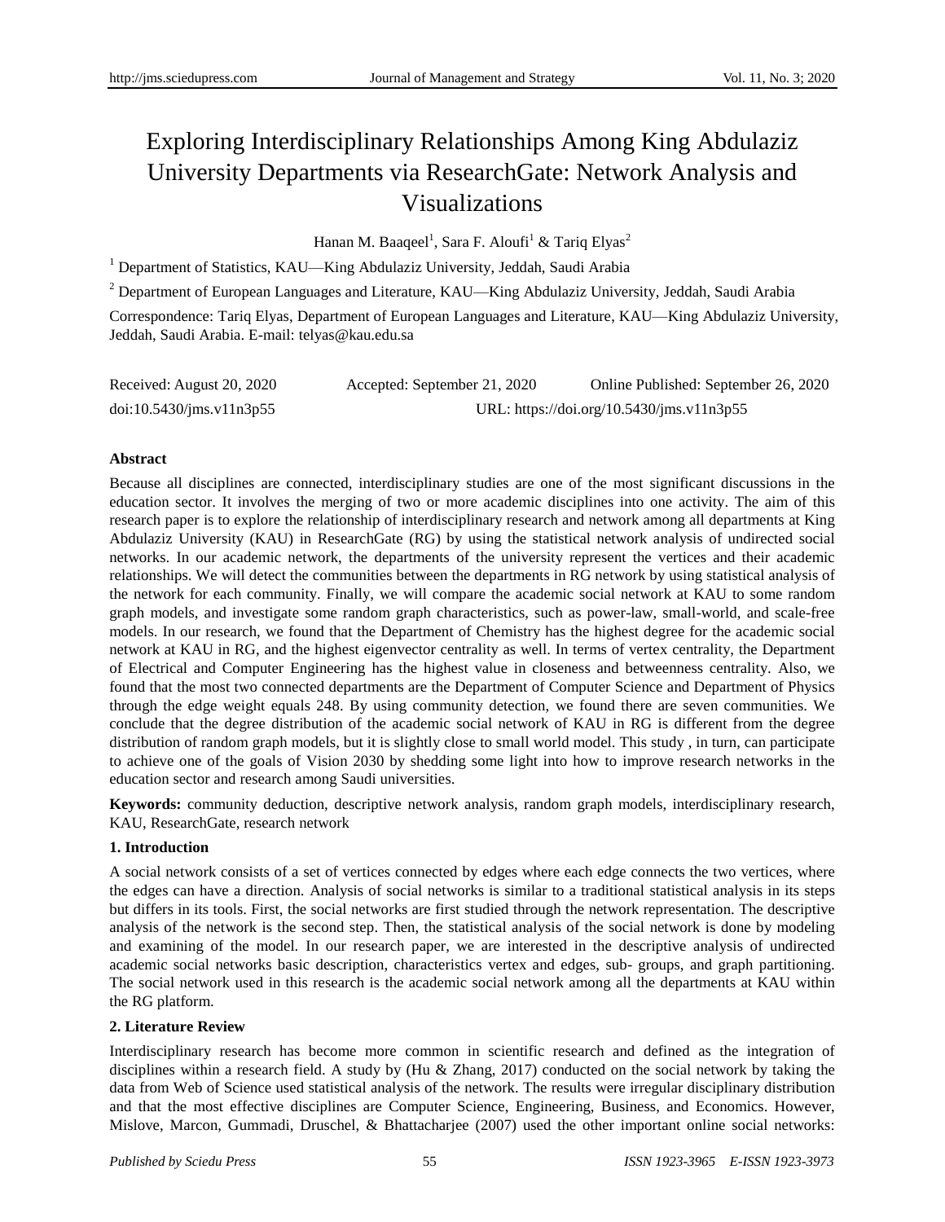# Exploring Interdisciplinary Relationships Among King Abdulaziz University Departments via ResearchGate: Network Analysis and Visualizations

Hanan M. Baaqeel[1], Sara F. Aloufi[1] & Tariq Elyas[2]

[1] Department of Statistics, KAU—King Abdulaziz University, Jeddah, Saudi Arabia

[2] Department of European Languages and Literature, KAU—King Abdulaziz University, Jeddah, Saudi Arabia

Correspondence: Tariq Elyas, Department of European Languages and Literature, KAU—King Abdulaziz University, Jeddah, Saudi Arabia. E-mail: telyas@kau.edu.sa

Received: August 20, 2020 Accepted: September 21, 2020 Online Published: September 26, 2020

doi:10.5430/jms.v11n3p55 URL: https://doi.org/10.5430/jms.v11n3p55

**Abstract**

Because all disciplines are connected, interdisciplinary studies are one of the most significant discussions in the education sector. It involves the merging of two or more academic disciplines into one activity. The aim of this research paper is to explore the relationship of interdisciplinary research and network among all departments at King Abdulaziz University (KAU) in ResearchGate (RG) by using the statistical network analysis of undirected social networks. In our academic network, the departments of the university represent the vertices and their academic relationships. We will detect the communities between the departments in RG network by using statistical analysis of the network for each community. Finally, we will compare the academic social network at KAU to some random graph models, and investigate some random graph characteristics, such as power-law, small-world, and scale-free models. In our research, we found that the Department of Chemistry has the highest degree for the academic social network at KAU in RG, and the highest eigenvector centrality as well. In terms of vertex centrality, the Department of Electrical and Computer Engineering has the highest value in closeness and betweenness centrality. Also, we found that the most two connected departments are the Department of Computer Science and Department of Physics through the edge weight equals 248. By using community detection, we found there are seven communities. We conclude that the degree distribution of the academic social network of KAU in RG is different from the degree distribution of random graph models, but it is slightly close to small world model. This study , in turn, can participate to achieve one of the goals of Vision 2030 by shedding some light into how to improve research networks in the education sector and research among Saudi universities.

**Keywords:** community deduction, descriptive network analysis, random graph models, interdisciplinary research, KAU, ResearchGate, research network

## 1. Introduction

A social network consists of a set of vertices connected by edges where each edge connects the two vertices, where the edges can have a direction. Analysis of social networks is similar to a traditional statistical analysis in its steps but differs in its tools. First, the social networks are first studied through the network representation. The descriptive analysis of the network is the second step. Then, the statistical analysis of the social network is done by modeling and examining of the model. In our research paper, we are interested in the descriptive analysis of undirected academic social networks basic description, characteristics vertex and edges, sub- groups, and graph partitioning. The social network used in this research is the academic social network among all the departments at KAU within the RG platform.

## 2. Literature Review

Interdisciplinary research has become more common in scientific research and defined as the integration of disciplines within a research field. A study by (Hu & Zhang, 2017) conducted on the social network by taking the data from Web of Science used statistical analysis of the network. The results were irregular disciplinary distribution and that the most effective disciplines are Computer Science, Engineering, Business, and Economics. However, Mislove, Marcon, Gummadi, Druschel, & Bhattacharjee (2007) used the other important online social networks: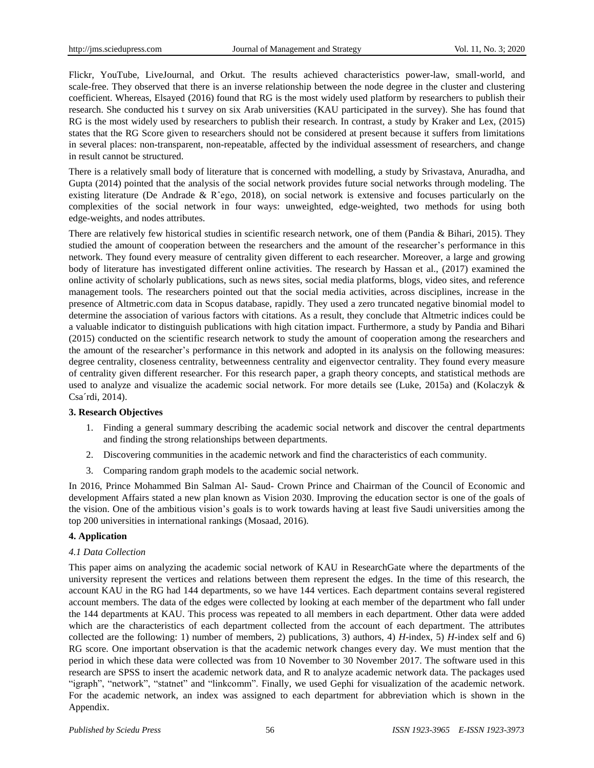Flickr, YouTube, LiveJournal, and Orkut. The results achieved characteristics power-law, small-world, and scale-free. They observed that there is an inverse relationship between the node degree in the cluster and clustering coefficient. Whereas, Elsayed (2016) found that RG is the most widely used platform by researchers to publish their research. She conducted his t survey on six Arab universities (KAU participated in the survey). She has found that RG is the most widely used by researchers to publish their research. In contrast, a study by Kraker and Lex, (2015) states that the RG Score given to researchers should not be considered at present because it suffers from limitations in several places: non-transparent, non-repeatable, affected by the individual assessment of researchers, and change in result cannot be structured.

There is a relatively small body of literature that is concerned with modelling, a study by Srivastava, Anuradha, and Gupta (2014) pointed that the analysis of the social network provides future social networks through modeling. The existing literature (De Andrade & Rˆego, 2018), on social network is extensive and focuses particularly on the complexities of the social network in four ways: unweighted, edge-weighted, two methods for using both edge-weights, and nodes attributes.

There are relatively few historical studies in scientific research network, one of them (Pandia & Bihari, 2015). They studied the amount of cooperation between the researchers and the amount of the researcher's performance in this network. They found every measure of centrality given different to each researcher. Moreover, a large and growing body of literature has investigated different online activities. The research by Hassan et al., (2017) examined the online activity of scholarly publications, such as news sites, social media platforms, blogs, video sites, and reference management tools. The researchers pointed out that the social media activities, across disciplines, increase in the presence of Altmetric.com data in Scopus database, rapidly. They used a zero truncated negative binomial model to determine the association of various factors with citations. As a result, they conclude that Altmetric indices could be a valuable indicator to distinguish publications with high citation impact. Furthermore, a study by Pandia and Bihari (2015) conducted on the scientific research network to study the amount of cooperation among the researchers and the amount of the researcher's performance in this network and adopted in its analysis on the following measures: degree centrality, closeness centrality, betweenness centrality and eigenvector centrality. They found every measure of centrality given different researcher. For this research paper, a graph theory concepts, and statistical methods are used to analyze and visualize the academic social network. For more details see (Luke, 2015a) and (Kolaczyk & Csa´rdi, 2014).

### 3. Research Objectives

1. Finding a general summary describing the academic social network and discover the central departments and finding the strong relationships between departments.
2. Discovering communities in the academic network and find the characteristics of each community.
3. Comparing random graph models to the academic social network.

In 2016, Prince Mohammed Bin Salman Al- Saud- Crown Prince and Chairman of the Council of Economic and development Affairs stated a new plan known as Vision 2030. Improving the education sector is one of the goals of the vision. One of the ambitious vision's goals is to work towards having at least five Saudi universities among the top 200 universities in international rankings (Mosaad, 2016).

### 4. Application

#### *4.1 Data Collection*

This paper aims on analyzing the academic social network of KAU in ResearchGate where the departments of the university represent the vertices and relations between them represent the edges. In the time of this research, the account KAU in the RG had 144 departments, so we have 144 vertices. Each department contains several registered account members. The data of the edges were collected by looking at each member of the department who fall under the 144 departments at KAU. This process was repeated to all members in each department. Other data were added which are the characteristics of each department collected from the account of each department. The attributes collected are the following: 1) number of members, 2) publications, 3) authors, 4) *H*-index, 5) *H*-index self and 6) RG score. One important observation is that the academic network changes every day. We must mention that the period in which these data were collected was from 10 November to 30 November 2017. The software used in this research are SPSS to insert the academic network data, and R to analyze academic network data. The packages used "igraph", "network", "statnet" and "linkcomm". Finally, we used Gephi for visualization of the academic network. For the academic network, an index was assigned to each department for abbreviation which is shown in the Appendix.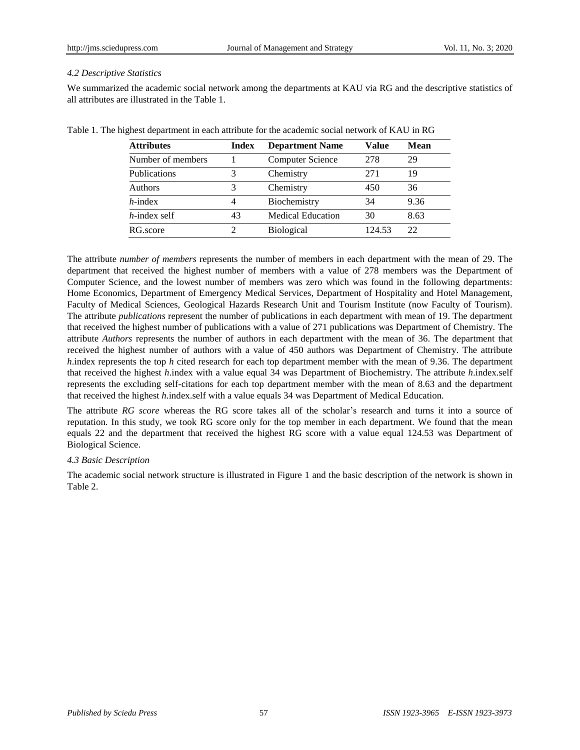*4.2 Descriptive Statistics*

We summarized the academic social network among the departments at KAU via RG and the descriptive statistics of all attributes are illustrated in the Table 1.

Table 1. The highest department in each attribute for the academic social network of KAU in RG

| **Attributes** | **Index** | **Department Name** | **Value** | **Mean** |
|---|---|---|---|---|
| Number of members | 1 | Computer Science | 278 | 29 |
| Publications | 3 | Chemistry | 271 | 19 |
| Authors | 3 | Chemistry | 450 | 36 |
| *h*-index | 4 | Biochemistry | 34 | 9.36 |
| *h*-index self | 43 | Medical Education | 30 | 8.63 |
| RG.score | 2 | Biological | 124.53 | 22 |

The attribute *number of members* represents the number of members in each department with the mean of 29. The department that received the highest number of members with a value of 278 members was the Department of Computer Science, and the lowest number of members was zero which was found in the following departments: Home Economics, Department of Emergency Medical Services, Department of Hospitality and Hotel Management, Faculty of Medical Sciences, Geological Hazards Research Unit and Tourism Institute (now Faculty of Tourism). The attribute *publications* represent the number of publications in each department with mean of 19. The department that received the highest number of publications with a value of 271 publications was Department of Chemistry. The attribute *Authors* represents the number of authors in each department with the mean of 36. The department that received the highest number of authors with a value of 450 authors was Department of Chemistry. The attribute *h*.index represents the top *h* cited research for each top department member with the mean of 9.36. The department that received the highest *h*.index with a value equal 34 was Department of Biochemistry. The attribute *h*.index.self represents the excluding self-citations for each top department member with the mean of 8.63 and the department that received the highest *h*.index.self with a value equals 34 was Department of Medical Education.

The attribute *RG score* whereas the RG score takes all of the scholar's research and turns it into a source of reputation. In this study, we took RG score only for the top member in each department. We found that the mean equals 22 and the department that received the highest RG score with a value equal 124.53 was Department of Biological Science.

*4.3 Basic Description*

The academic social network structure is illustrated in Figure 1 and the basic description of the network is shown in Table 2.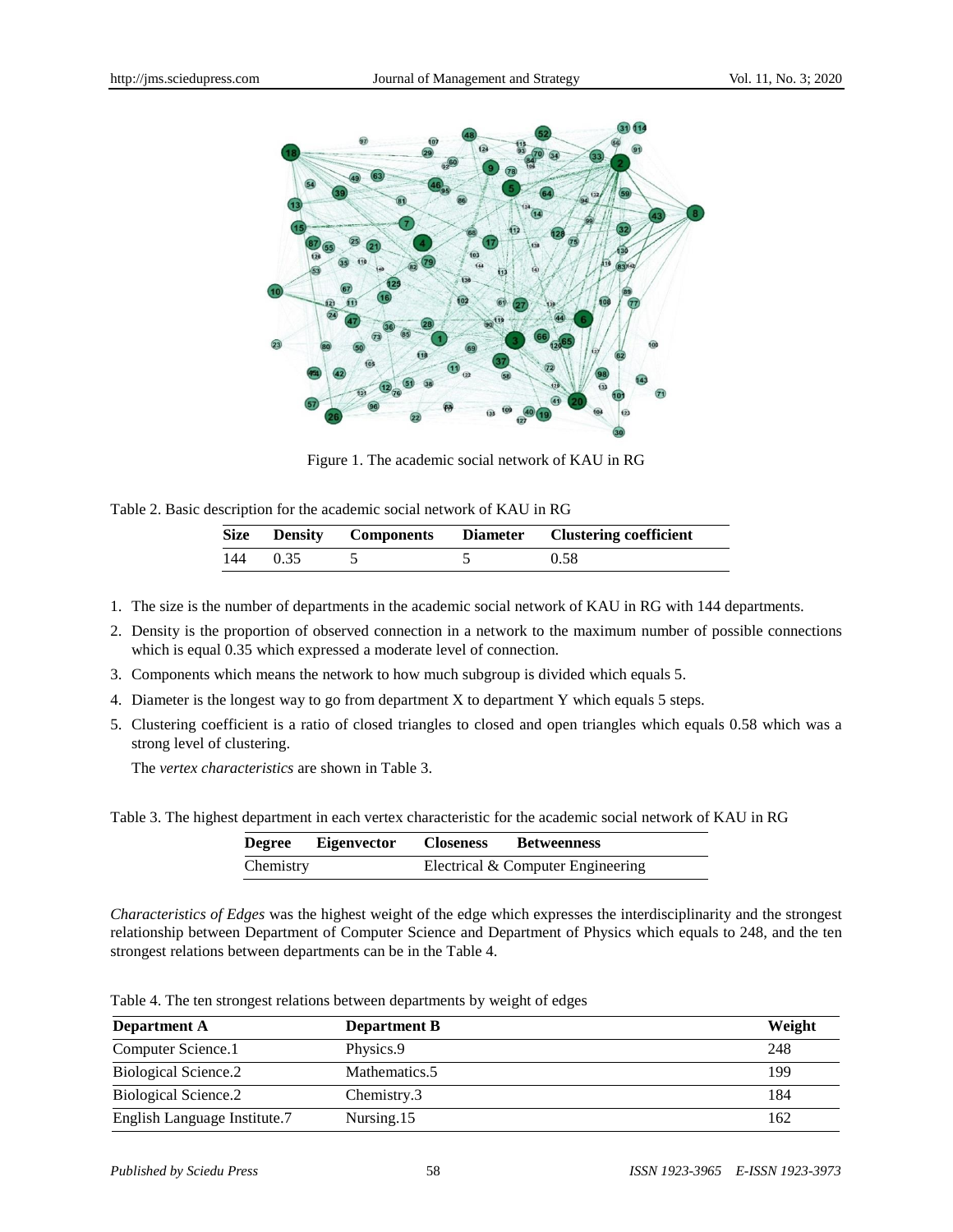Figure 1. The academic social network of KAU in RG

Table 2. Basic description for the academic social network of KAU in RG

| Size | Density | Components | Diameter | Clustering coefficient |
|---|---|---|---|---|
| 144 | 0.35 | 5 | 5 | 0.58 |

1. The size is the number of departments in the academic social network of KAU in RG with 144 departments.
2. Density is the proportion of observed connection in a network to the maximum number of possible connections which is equal 0.35 which expressed a moderate level of connection.
3. Components which means the network to how much subgroup is divided which equals 5.
4. Diameter is the longest way to go from department X to department Y which equals 5 steps.
5. Clustering coefficient is a ratio of closed triangles to closed and open triangles which equals 0.58 which was a strong level of clustering.

   The *vertex characteristics* are shown in Table 3.

Table 3. The highest department in each vertex characteristic for the academic social network of KAU in RG

| Degree | Eigenvector | Closeness | Betweenness |
|---|---|---|---|
| Chemistry | | Electrical & Computer Engineering | |

*Characteristics of Edges* was the highest weight of the edge which expresses the interdisciplinarity and the strongest relationship between Department of Computer Science and Department of Physics which equals to 248, and the ten strongest relations between departments can be in the Table 4.

Table 4. The ten strongest relations between departments by weight of edges

| Department A | Department B | Weight |
|---|---|---|
| Computer Science.1 | Physics.9 | 248 |
| Biological Science.2 | Mathematics.5 | 199 |
| Biological Science.2 | Chemistry.3 | 184 |
| English Language Institute.7 | Nursing.15 | 162 |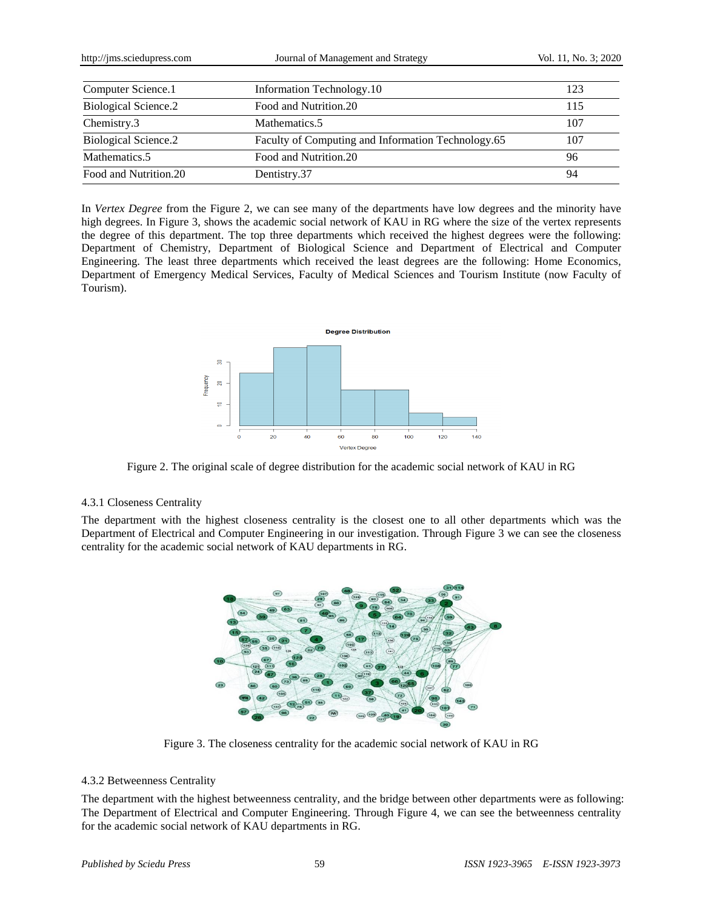| Computer Science.1 | Information Technology.10 | 123 |
|---|---|---|
| Biological Science.2 | Food and Nutrition.20 | 115 |
| Chemistry.3 | Mathematics.5 | 107 |
| Biological Science.2 | Faculty of Computing and Information Technology.65 | 107 |
| Mathematics.5 | Food and Nutrition.20 | 96 |
| Food and Nutrition.20 | Dentistry.37 | 94 |

In *Vertex Degree* from the Figure 2, we can see many of the departments have low degrees and the minority have high degrees. In Figure 3, shows the academic social network of KAU in RG where the size of the vertex represents the degree of this department. The top three departments which received the highest degrees were the following: Department of Chemistry, Department of Biological Science and Department of Electrical and Computer Engineering. The least three departments which received the least degrees are the following: Home Economics, Department of Emergency Medical Services, Faculty of Medical Sciences and Tourism Institute (now Faculty of Tourism).

Figure 2. The original scale of degree distribution for the academic social network of KAU in RG

### 4.3.1 Closeness Centrality

The department with the highest closeness centrality is the closest one to all other departments which was the Department of Electrical and Computer Engineering in our investigation. Through Figure 3 we can see the closeness centrality for the academic social network of KAU departments in RG.

Figure 3. The closeness centrality for the academic social network of KAU in RG

### 4.3.2 Betweenness Centrality

The department with the highest betweenness centrality, and the bridge between other departments were as following: The Department of Electrical and Computer Engineering. Through Figure 4, we can see the betweenness centrality for the academic social network of KAU departments in RG.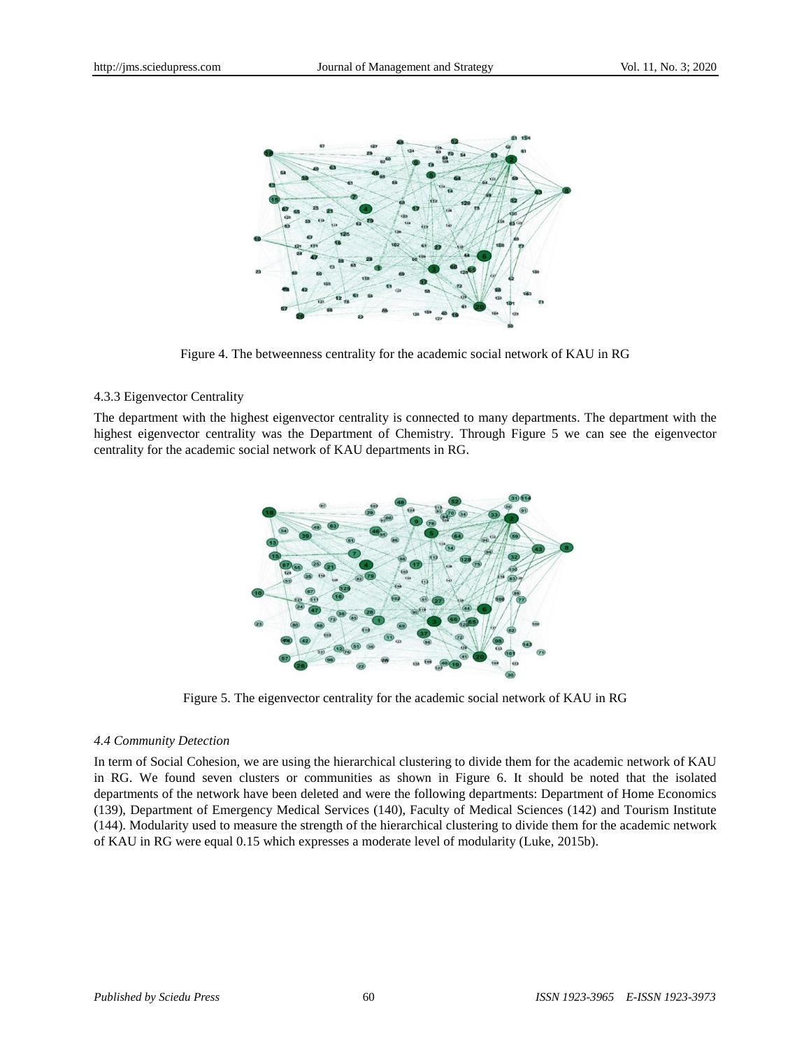Figure 4. The betweenness centrality for the academic social network of KAU in RG

#### 4.3.3 Eigenvector Centrality

The department with the highest eigenvector centrality is connected to many departments. The department with the highest eigenvector centrality was the Department of Chemistry. Through Figure 5 we can see the eigenvector centrality for the academic social network of KAU departments in RG.

Figure 5. The eigenvector centrality for the academic social network of KAU in RG

### *4.4 Community Detection*

In term of Social Cohesion, we are using the hierarchical clustering to divide them for the academic network of KAU in RG. We found seven clusters or communities as shown in Figure 6. It should be noted that the isolated departments of the network have been deleted and were the following departments: Department of Home Economics (139), Department of Emergency Medical Services (140), Faculty of Medical Sciences (142) and Tourism Institute (144). Modularity used to measure the strength of the hierarchical clustering to divide them for the academic network of KAU in RG were equal 0.15 which expresses a moderate level of modularity (Luke, 2015b).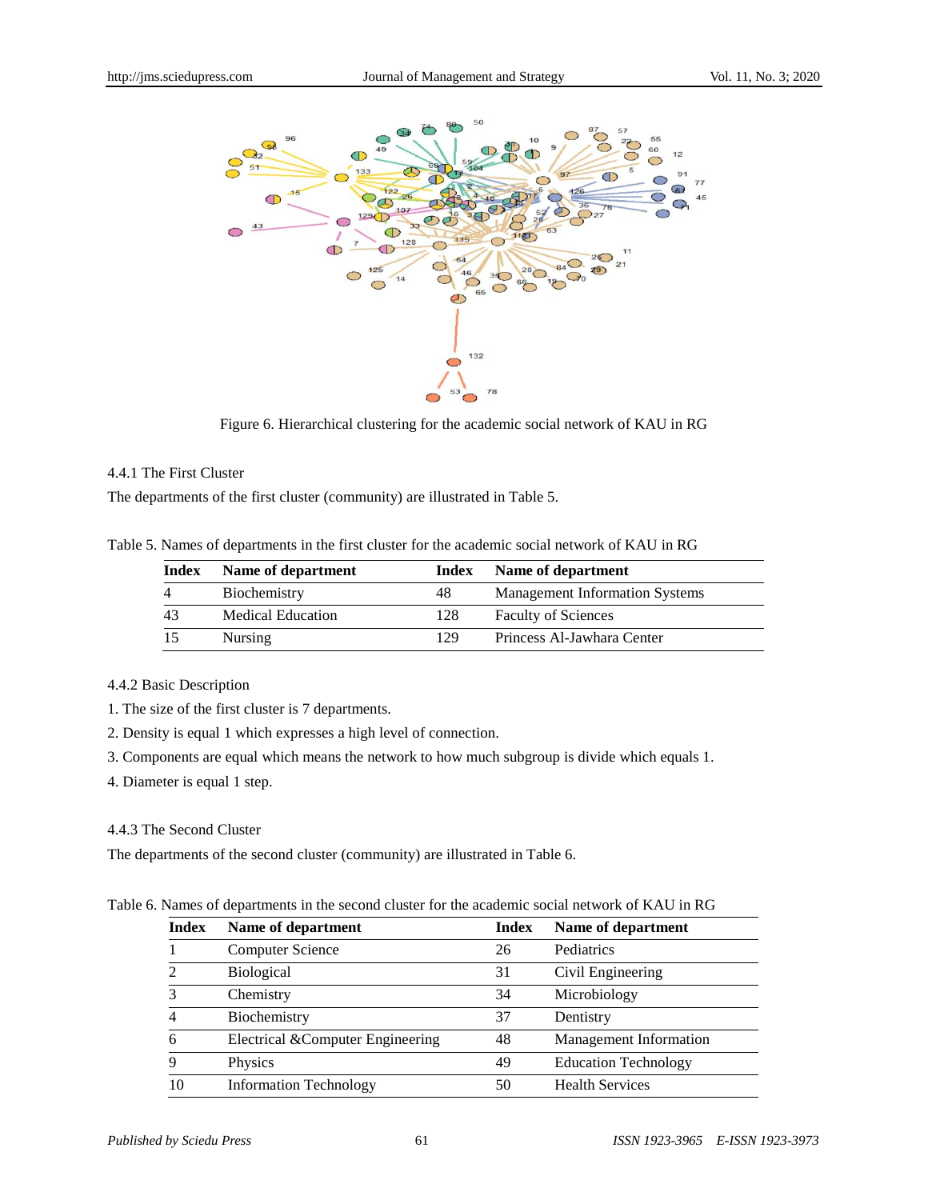Figure 6. Hierarchical clustering for the academic social network of KAU in RG

### 4.4.1 The First Cluster

The departments of the first cluster (community) are illustrated in Table 5.

Table 5. Names of departments in the first cluster for the academic social network of KAU in RG

| Index | Name of department | Index | Name of department |
|---|---|---|---|
| 4 | Biochemistry | 48 | Management Information Systems |
| 43 | Medical Education | 128 | Faculty of Sciences |
| 15 | Nursing | 129 | Princess Al-Jawhara Center |

### 4.4.2 Basic Description

1. The size of the first cluster is 7 departments.
2. Density is equal 1 which expresses a high level of connection.
3. Components are equal which means the network to how much subgroup is divide which equals 1.
4. Diameter is equal 1 step.

### 4.4.3 The Second Cluster

The departments of the second cluster (community) are illustrated in Table 6.

Table 6. Names of departments in the second cluster for the academic social network of KAU in RG

| Index | Name of department | Index | Name of department |
|---|---|---|---|
| 1 | Computer Science | 26 | Pediatrics |
| 2 | Biological | 31 | Civil Engineering |
| 3 | Chemistry | 34 | Microbiology |
| 4 | Biochemistry | 37 | Dentistry |
| 6 | Electrical &Computer Engineering | 48 | Management Information |
| 9 | Physics | 49 | Education Technology |
| 10 | Information Technology | 50 | Health Services |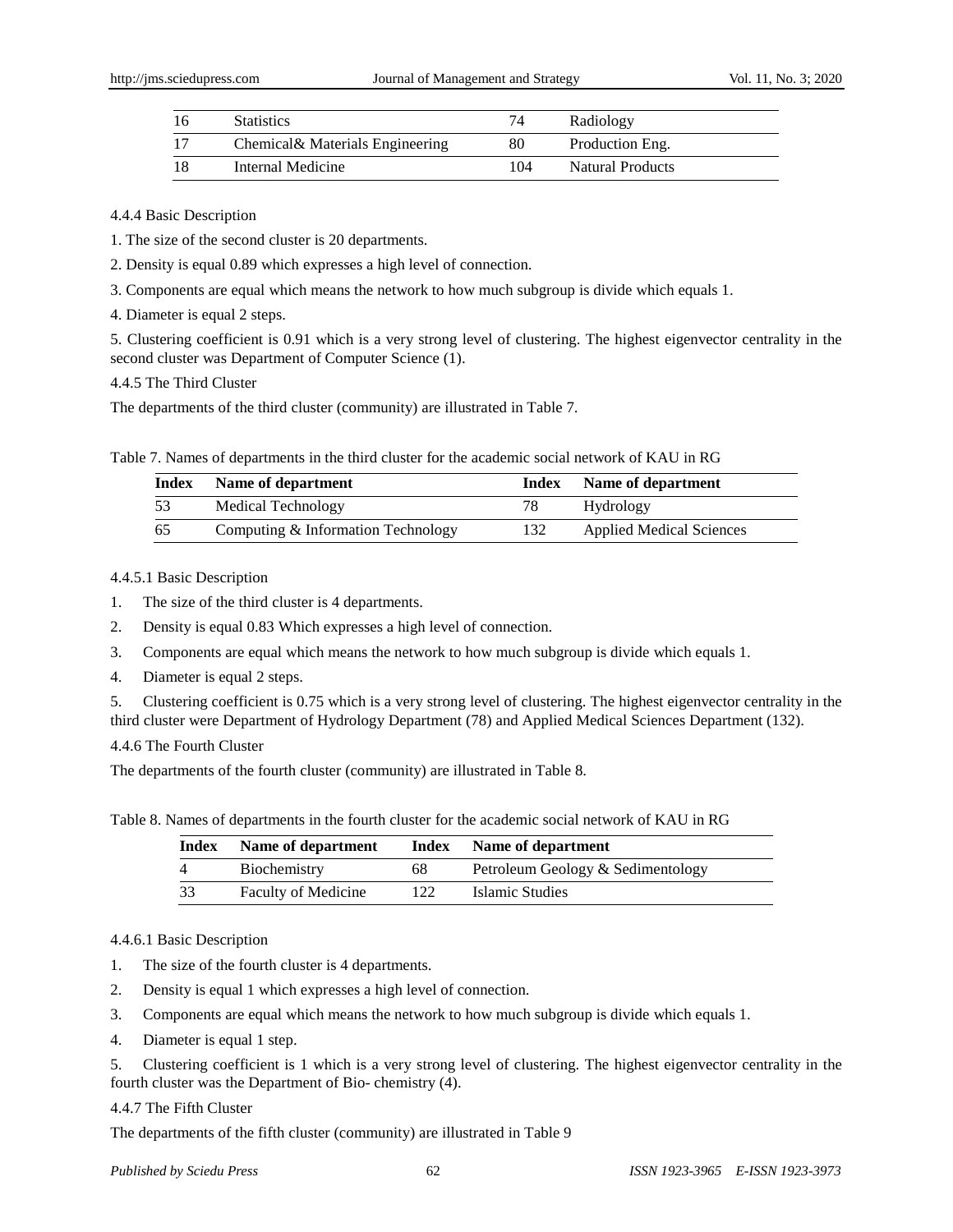| 16 | Statistics | 74 | Radiology |
|---|---|---|---|
| 17 | Chemical& Materials Engineering | 80 | Production Eng. |
| 18 | Internal Medicine | 104 | Natural Products |

4.4.4 Basic Description

1. The size of the second cluster is 20 departments.
2. Density is equal 0.89 which expresses a high level of connection.
3. Components are equal which means the network to how much subgroup is divide which equals 1.
4. Diameter is equal 2 steps.
5. Clustering coefficient is 0.91 which is a very strong level of clustering. The highest eigenvector centrality in the second cluster was Department of Computer Science (1).

4.4.5 The Third Cluster

The departments of the third cluster (community) are illustrated in Table 7.

Table 7. Names of departments in the third cluster for the academic social network of KAU in RG

| Index | Name of department | Index | Name of department |
|---|---|---|---|
| 53 | Medical Technology | 78 | Hydrology |
| 65 | Computing & Information Technology | 132 | Applied Medical Sciences |

4.4.5.1 Basic Description

1. The size of the third cluster is 4 departments.
2. Density is equal 0.83 Which expresses a high level of connection.
3. Components are equal which means the network to how much subgroup is divide which equals 1.
4. Diameter is equal 2 steps.
5. Clustering coefficient is 0.75 which is a very strong level of clustering. The highest eigenvector centrality in the third cluster were Department of Hydrology Department (78) and Applied Medical Sciences Department (132).

4.4.6 The Fourth Cluster

The departments of the fourth cluster (community) are illustrated in Table 8.

Table 8. Names of departments in the fourth cluster for the academic social network of KAU in RG

| Index | Name of department | Index | Name of department |
|---|---|---|---|
| 4 | Biochemistry | 68 | Petroleum Geology & Sedimentology |
| 33 | Faculty of Medicine | 122 | Islamic Studies |

4.4.6.1 Basic Description

1. The size of the fourth cluster is 4 departments.
2. Density is equal 1 which expresses a high level of connection.
3. Components are equal which means the network to how much subgroup is divide which equals 1.
4. Diameter is equal 1 step.
5. Clustering coefficient is 1 which is a very strong level of clustering. The highest eigenvector centrality in the fourth cluster was the Department of Bio- chemistry (4).

4.4.7 The Fifth Cluster

The departments of the fifth cluster (community) are illustrated in Table 9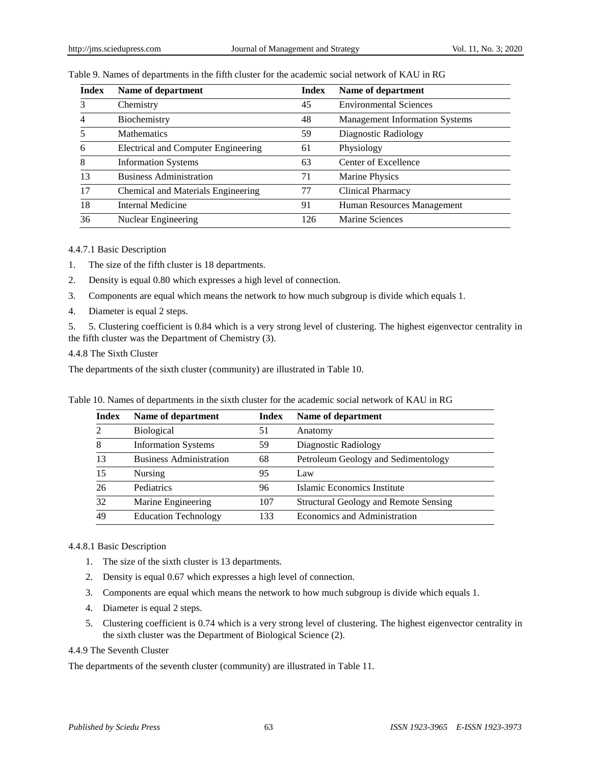Table 9. Names of departments in the fifth cluster for the academic social network of KAU in RG

| Index | Name of department | Index | Name of department |
|---|---|---|---|
| 3 | Chemistry | 45 | Environmental Sciences |
| 4 | Biochemistry | 48 | Management Information Systems |
| 5 | Mathematics | 59 | Diagnostic Radiology |
| 6 | Electrical and Computer Engineering | 61 | Physiology |
| 8 | Information Systems | 63 | Center of Excellence |
| 13 | Business Administration | 71 | Marine Physics |
| 17 | Chemical and Materials Engineering | 77 | Clinical Pharmacy |
| 18 | Internal Medicine | 91 | Human Resources Management |
| 36 | Nuclear Engineering | 126 | Marine Sciences |

4.4.7.1 Basic Description

1. The size of the fifth cluster is 18 departments.
2. Density is equal 0.80 which expresses a high level of connection.
3. Components are equal which means the network to how much subgroup is divide which equals 1.
4. Diameter is equal 2 steps.
5. 5. Clustering coefficient is 0.84 which is a very strong level of clustering. The highest eigenvector centrality in the fifth cluster was the Department of Chemistry (3).

4.4.8 The Sixth Cluster

The departments of the sixth cluster (community) are illustrated in Table 10.

Table 10. Names of departments in the sixth cluster for the academic social network of KAU in RG

| Index | Name of department | Index | Name of department |
|---|---|---|---|
| 2 | Biological | 51 | Anatomy |
| 8 | Information Systems | 59 | Diagnostic Radiology |
| 13 | Business Administration | 68 | Petroleum Geology and Sedimentology |
| 15 | Nursing | 95 | Law |
| 26 | Pediatrics | 96 | Islamic Economics Institute |
| 32 | Marine Engineering | 107 | Structural Geology and Remote Sensing |
| 49 | Education Technology | 133 | Economics and Administration |

4.4.8.1 Basic Description

1. The size of the sixth cluster is 13 departments.
2. Density is equal 0.67 which expresses a high level of connection.
3. Components are equal which means the network to how much subgroup is divide which equals 1.
4. Diameter is equal 2 steps.
5. Clustering coefficient is 0.74 which is a very strong level of clustering. The highest eigenvector centrality in the sixth cluster was the Department of Biological Science (2).

4.4.9 The Seventh Cluster

The departments of the seventh cluster (community) are illustrated in Table 11.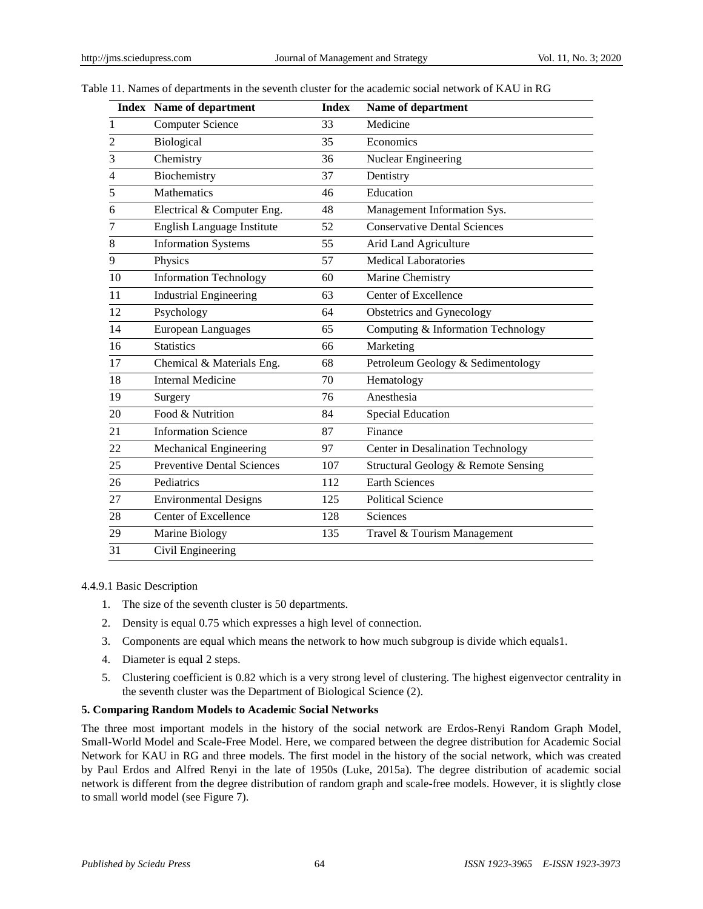Table 11. Names of departments in the seventh cluster for the academic social network of KAU in RG

| Index | Name of department | Index | Name of department |
|---|---|---|---|
| 1 | Computer Science | 33 | Medicine |
| 2 | Biological | 35 | Economics |
| 3 | Chemistry | 36 | Nuclear Engineering |
| 4 | Biochemistry | 37 | Dentistry |
| 5 | Mathematics | 46 | Education |
| 6 | Electrical & Computer Eng. | 48 | Management Information Sys. |
| 7 | English Language Institute | 52 | Conservative Dental Sciences |
| 8 | Information Systems | 55 | Arid Land Agriculture |
| 9 | Physics | 57 | Medical Laboratories |
| 10 | Information Technology | 60 | Marine Chemistry |
| 11 | Industrial Engineering | 63 | Center of Excellence |
| 12 | Psychology | 64 | Obstetrics and Gynecology |
| 14 | European Languages | 65 | Computing & Information Technology |
| 16 | Statistics | 66 | Marketing |
| 17 | Chemical & Materials Eng. | 68 | Petroleum Geology & Sedimentology |
| 18 | Internal Medicine | 70 | Hematology |
| 19 | Surgery | 76 | Anesthesia |
| 20 | Food & Nutrition | 84 | Special Education |
| 21 | Information Science | 87 | Finance |
| 22 | Mechanical Engineering | 97 | Center in Desalination Technology |
| 25 | Preventive Dental Sciences | 107 | Structural Geology & Remote Sensing |
| 26 | Pediatrics | 112 | Earth Sciences |
| 27 | Environmental Designs | 125 | Political Science |
| 28 | Center of Excellence | 128 | Sciences |
| 29 | Marine Biology | 135 | Travel & Tourism Management |
| 31 | Civil Engineering | | |

4.4.9.1 Basic Description

1. The size of the seventh cluster is 50 departments.
2. Density is equal 0.75 which expresses a high level of connection.
3. Components are equal which means the network to how much subgroup is divide which equals1.
4. Diameter is equal 2 steps.
5. Clustering coefficient is 0.82 which is a very strong level of clustering. The highest eigenvector centrality in the seventh cluster was the Department of Biological Science (2).

## 5. Comparing Random Models to Academic Social Networks

The three most important models in the history of the social network are Erdos-Renyi Random Graph Model, Small-World Model and Scale-Free Model. Here, we compared between the degree distribution for Academic Social Network for KAU in RG and three models. The first model in the history of the social network, which was created by Paul Erdos and Alfred Renyi in the late of 1950s (Luke, 2015a). The degree distribution of academic social network is different from the degree distribution of random graph and scale-free models. However, it is slightly close to small world model (see Figure 7).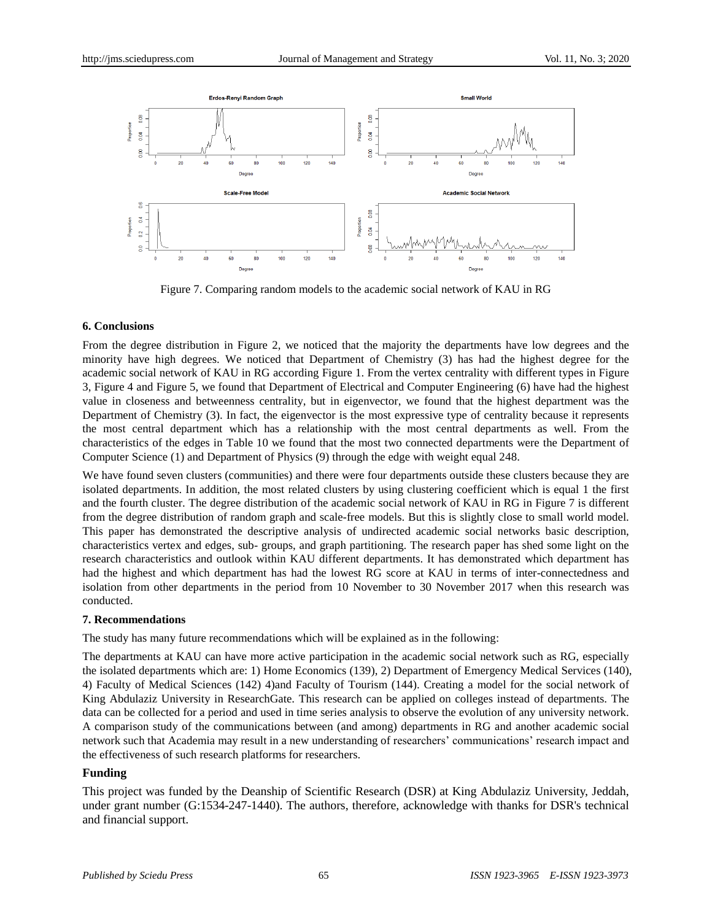Figure 7. Comparing random models to the academic social network of KAU in RG

## 6. Conclusions

From the degree distribution in Figure 2, we noticed that the majority the departments have low degrees and the minority have high degrees. We noticed that Department of Chemistry (3) has had the highest degree for the academic social network of KAU in RG according Figure 1. From the vertex centrality with different types in Figure 3, Figure 4 and Figure 5, we found that Department of Electrical and Computer Engineering (6) have had the highest value in closeness and betweenness centrality, but in eigenvector, we found that the highest department was the Department of Chemistry (3). In fact, the eigenvector is the most expressive type of centrality because it represents the most central department which has a relationship with the most central departments as well. From the characteristics of the edges in Table 10 we found that the most two connected departments were the Department of Computer Science (1) and Department of Physics (9) through the edge with weight equal 248.

We have found seven clusters (communities) and there were four departments outside these clusters because they are isolated departments. In addition, the most related clusters by using clustering coefficient which is equal 1 the first and the fourth cluster. The degree distribution of the academic social network of KAU in RG in Figure 7 is different from the degree distribution of random graph and scale-free models. But this is slightly close to small world model. This paper has demonstrated the descriptive analysis of undirected academic social networks basic description, characteristics vertex and edges, sub- groups, and graph partitioning. The research paper has shed some light on the research characteristics and outlook within KAU different departments. It has demonstrated which department has had the highest and which department has had the lowest RG score at KAU in terms of inter-connectedness and isolation from other departments in the period from 10 November to 30 November 2017 when this research was conducted.

## 7. Recommendations

The study has many future recommendations which will be explained as in the following:

The departments at KAU can have more active participation in the academic social network such as RG, especially the isolated departments which are: 1) Home Economics (139), 2) Department of Emergency Medical Services (140), 4) Faculty of Medical Sciences (142) 4)and Faculty of Tourism (144). Creating a model for the social network of King Abdulaziz University in ResearchGate. This research can be applied on colleges instead of departments. The data can be collected for a period and used in time series analysis to observe the evolution of any university network. A comparison study of the communications between (and among) departments in RG and another academic social network such that Academia may result in a new understanding of researchers' communications' research impact and the effectiveness of such research platforms for researchers.

## Funding

This project was funded by the Deanship of Scientific Research (DSR) at King Abdulaziz University, Jeddah, under grant number (G:1534-247-1440). The authors, therefore, acknowledge with thanks for DSR's technical and financial support.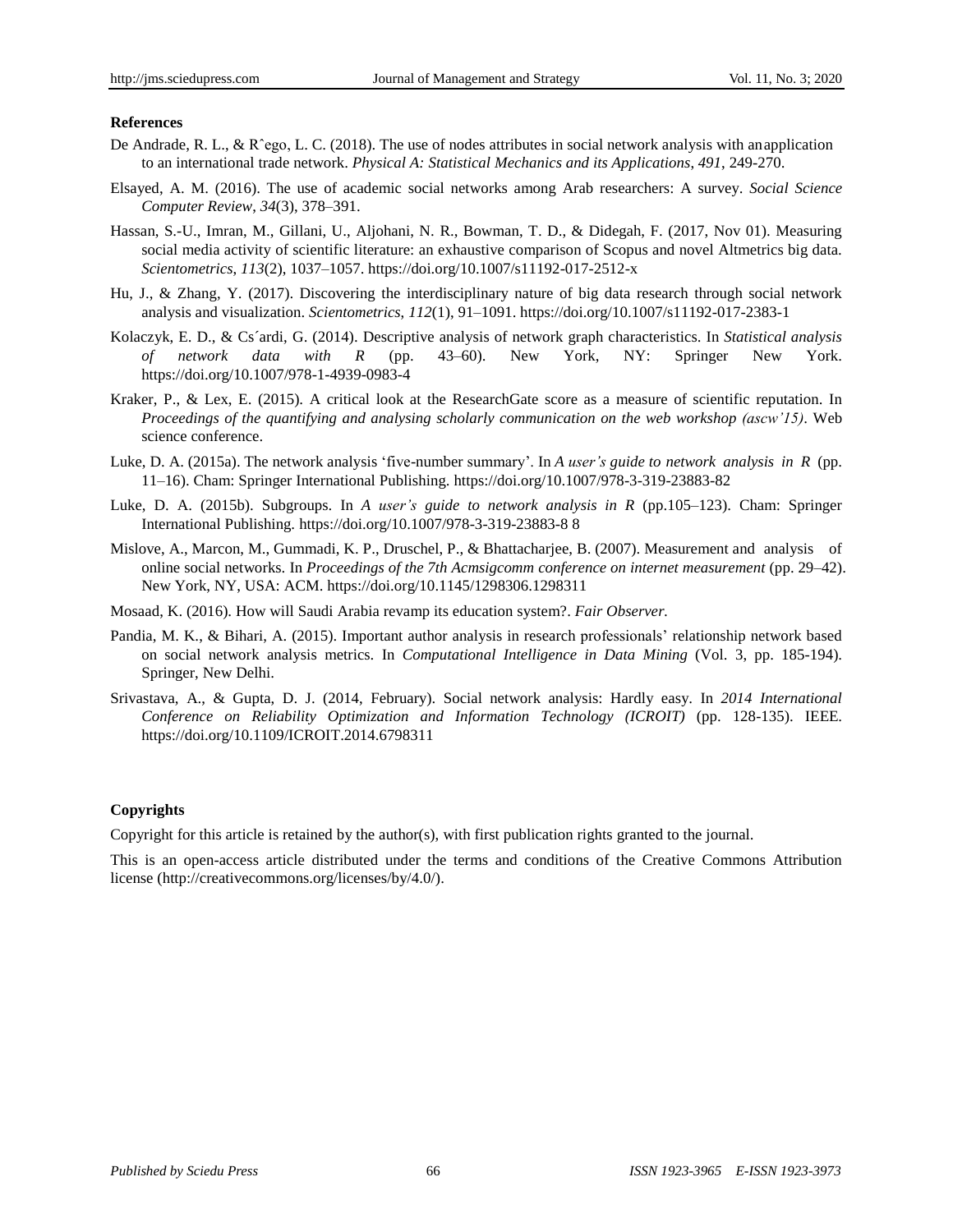**References**

De Andrade, R. L., & Rˆego, L. C. (2018). The use of nodes attributes in social network analysis with anapplication to an international trade network. *Physical A: Statistical Mechanics and its Applications*, *491*, 249-270.

Elsayed, A. M. (2016). The use of academic social networks among Arab researchers: A survey. *Social Science Computer Review*, *34*(3), 378–391.

Hassan, S.-U., Imran, M., Gillani, U., Aljohani, N. R., Bowman, T. D., & Didegah, F. (2017, Nov 01). Measuring social media activity of scientific literature: an exhaustive comparison of Scopus and novel Altmetrics big data. *Scientometrics*, *113*(2), 1037–1057. https://doi.org/10.1007/s11192-017-2512-x

Hu, J., & Zhang, Y. (2017). Discovering the interdisciplinary nature of big data research through social network analysis and visualization. *Scientometrics*, *112*(1), 91–1091. https://doi.org/10.1007/s11192-017-2383-1

Kolaczyk, E. D., & Cs´ardi, G. (2014). Descriptive analysis of network graph characteristics. In *Statistical analysis of network data with R* (pp. 43–60). New York, NY: Springer New York. https://doi.org/10.1007/978-1-4939-0983-4

Kraker, P., & Lex, E. (2015). A critical look at the ResearchGate score as a measure of scientific reputation. In *Proceedings of the quantifying and analysing scholarly communication on the web workshop (ascw'15)*. Web science conference.

Luke, D. A. (2015a). The network analysis 'five-number summary'. In *A user's guide to network analysis in R* (pp. 11–16). Cham: Springer International Publishing. https://doi.org/10.1007/978-3-319-23883-82

Luke, D. A. (2015b). Subgroups. In *A user's guide to network analysis in R* (pp.105–123). Cham: Springer International Publishing. https://doi.org/10.1007/978-3-319-23883-8 8

Mislove, A., Marcon, M., Gummadi, K. P., Druschel, P., & Bhattacharjee, B. (2007). Measurement and analysis of online social networks. In *Proceedings of the 7th Acmsigcomm conference on internet measurement* (pp. 29–42). New York, NY, USA: ACM. https://doi.org/10.1145/1298306.1298311

Mosaad, K. (2016). How will Saudi Arabia revamp its education system?. *Fair Observer.*

Pandia, M. K., & Bihari, A. (2015). Important author analysis in research professionals' relationship network based on social network analysis metrics. In *Computational Intelligence in Data Mining* (Vol. 3, pp. 185-194). Springer, New Delhi.

Srivastava, A., & Gupta, D. J. (2014, February). Social network analysis: Hardly easy. In *2014 International Conference on Reliability Optimization and Information Technology (ICROIT)* (pp. 128-135). IEEE. https://doi.org/10.1109/ICROIT.2014.6798311

**Copyrights**

Copyright for this article is retained by the author(s), with first publication rights granted to the journal.

This is an open-access article distributed under the terms and conditions of the Creative Commons Attribution license (http://creativecommons.org/licenses/by/4.0/).